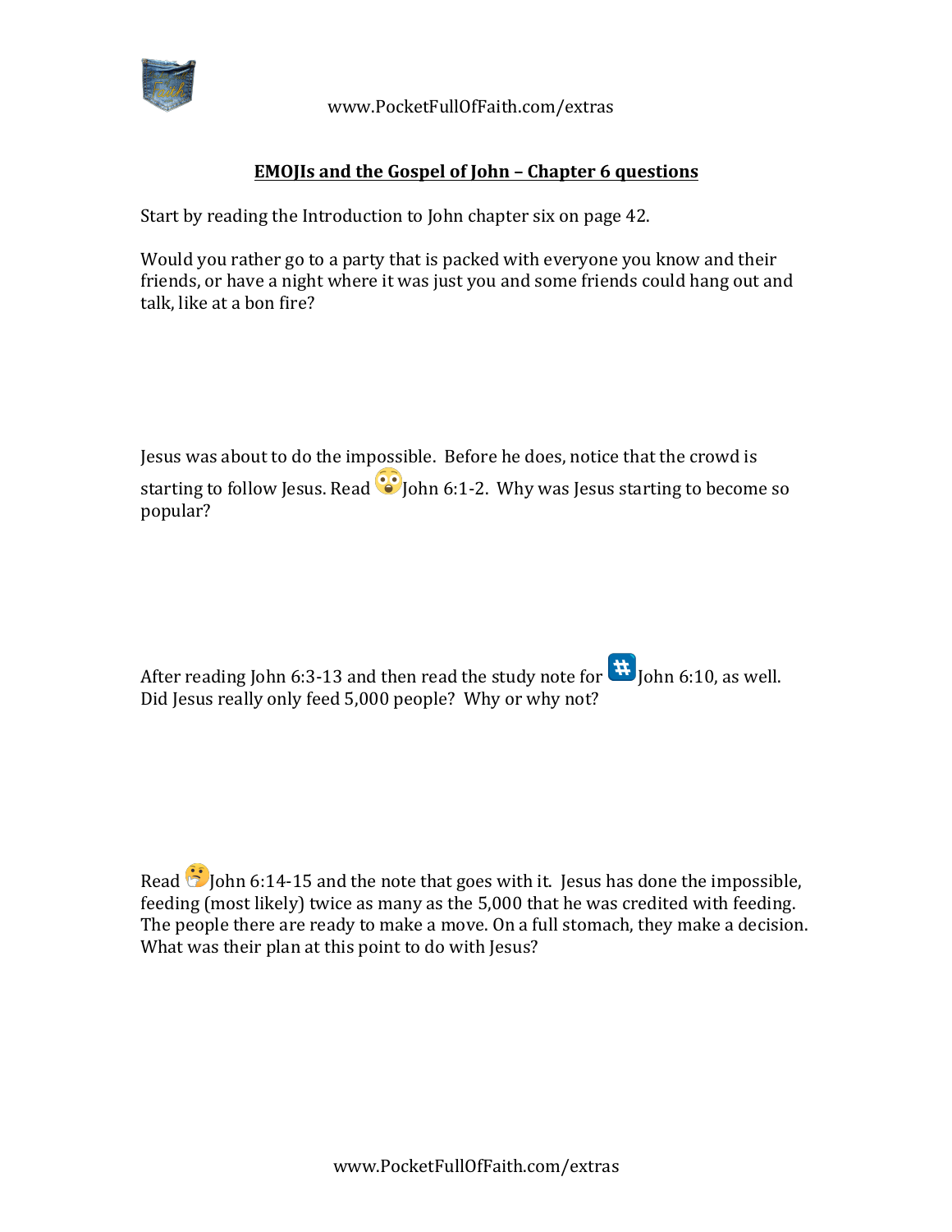## EMOJIs and the Gospel of John – Chapter 6 questions

Start by reading the Introduction to John chapter six on page 42.

Would you rather go to a party that is packed with everyone you know and their friends, or have a night where it was just you and some friends could hang out and talk, like at a bon fire?

Jesus was about to do the impossible. Before he does, notice that the crowd is starting to follow Jesus. Read 😳John 6:1-2. Why was Jesus starting to become so popular?

After reading John 6:3-13 and then read the study note for #️⃣John 6:10, as well. Did Jesus really only feed 5,000 people? Why or why not?

Read 🤔John 6:14-15 and the note that goes with it. Jesus has done the impossible, feeding (most likely) twice as many as the 5,000 that he was credited with feeding. The people there are ready to make a move. On a full stomach, they make a decision. What was their plan at this point to do with Jesus?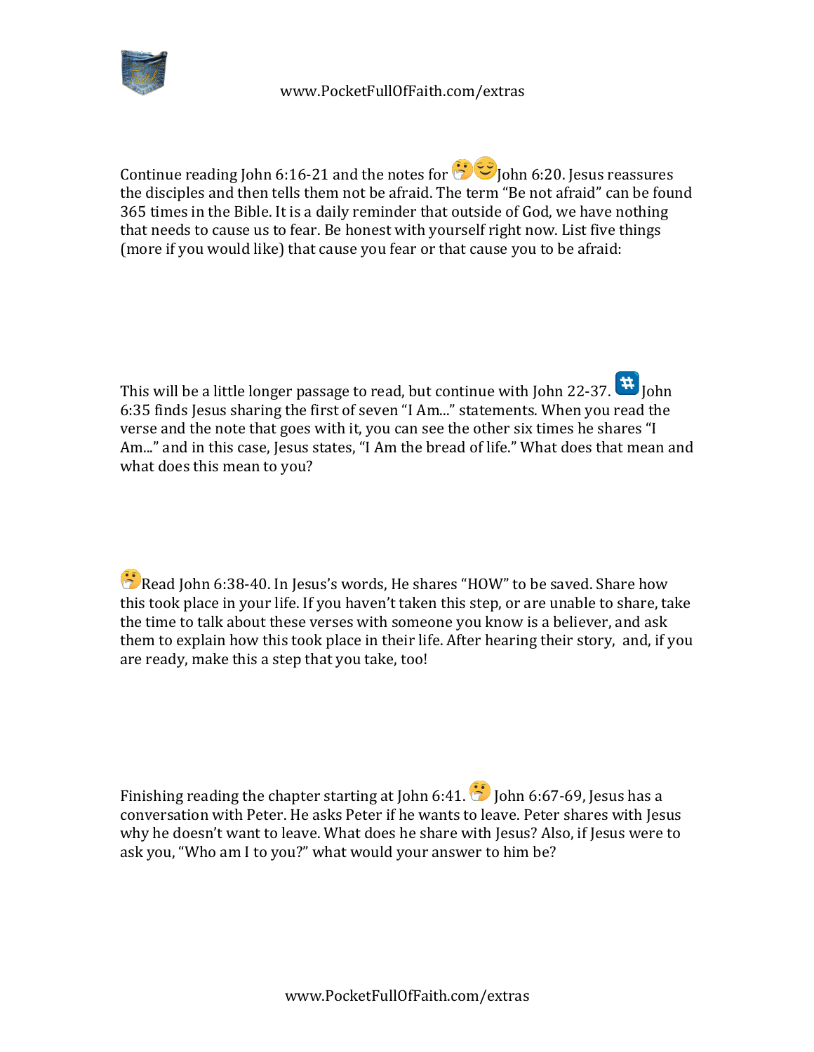Continue reading John 6:16-21 and the notes for 🤔😌John 6:20. Jesus reassures the disciples and then tells them not be afraid. The term "Be not afraid" can be found 365 times in the Bible. It is a daily reminder that outside of God, we have nothing that needs to cause us to fear. Be honest with yourself right now. List five things (more if you would like) that cause you fear or that cause you to be afraid:

This will be a little longer passage to read, but continue with John 22-37. #️⃣ John 6:35 finds Jesus sharing the first of seven "I Am..." statements. When you read the verse and the note that goes with it, you can see the other six times he shares "I Am..." and in this case, Jesus states, "I Am the bread of life." What does that mean and what does this mean to you?

🤔Read John 6:38-40. In Jesus's words, He shares "HOW" to be saved. Share how this took place in your life. If you haven't taken this step, or are unable to share, take the time to talk about these verses with someone you know is a believer, and ask them to explain how this took place in their life. After hearing their story, and, if you are ready, make this a step that you take, too!

Finishing reading the chapter starting at John 6:41. 🤔 John 6:67-69, Jesus has a conversation with Peter. He asks Peter if he wants to leave. Peter shares with Jesus why he doesn't want to leave. What does he share with Jesus? Also, if Jesus were to ask you, "Who am I to you?" what would your answer to him be?